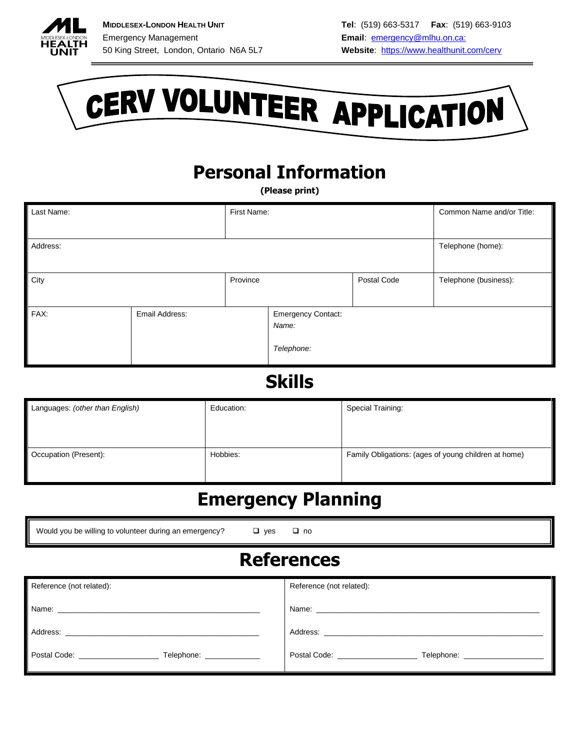**MIDDLESEX-LONDON HEALTH UNIT**
Emergency Management
50 King Street, London, Ontario N6A 5L7

**Tel**: (519) 663-5317 **Fax**: (519) 663-9103
**Email**: emergency@mlhu.on.ca:
**Website**: https://www.healthunit.com/cerv

# CERV VOLUNTEER APPLICATION

## Personal Information

**(Please print)**

| | | | | |
|---|---|---|---|---|
| Last Name: | | First Name: | | Common Name and/or Title: |
| Address: | | | | Telephone (home): |
| City | | Province | Postal Code | Telephone (business): |
| FAX: | Email Address: | Emergency Contact: *Name:* *Telephone:* | | |

## Skills

| | | |
|---|---|---|
| Languages: *(other than English)* | Education: | Special Training: |
| Occupation (Present): | Hobbies: | Family Obligations: (ages of young children at home) |

## Emergency Planning

Would you be willing to volunteer during an emergency? ☐ yes ☐ no

## References

| | |
|---|---|
| Reference (not related): | Reference (not related): |
| Name: ______________________ | Name: ______________________ |
| Address: ______________________ | Address: ______________________ |
| Postal Code: __________ Telephone: __________ | Postal Code: __________ Telephone: __________ |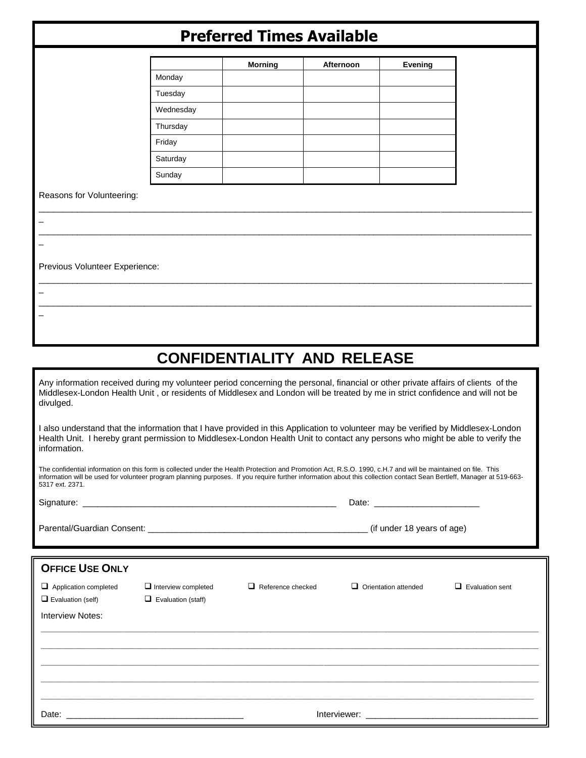## Preferred Times Available

| | Morning | Afternoon | Evening |
|---|---|---|---|
| Monday | | | |
| Tuesday | | | |
| Wednesday | | | |
| Thursday | | | |
| Friday | | | |
| Saturday | | | |
| Sunday | | | |

Reasons for Volunteering:

_______________________________________________________________________________________________

_______________________________________________________________________________________________

Previous Volunteer Experience:

_______________________________________________________________________________________________

_______________________________________________________________________________________________

## CONFIDENTIALITY AND RELEASE

Any information received during my volunteer period concerning the personal, financial or other private affairs of clients of the Middlesex-London Health Unit , or residents of Middlesex and London will be treated by me in strict confidence and will not be divulged.

I also understand that the information that I have provided in this Application to volunteer may be verified by Middlesex-London Health Unit. I hereby grant permission to Middlesex-London Health Unit to contact any persons who might be able to verify the information.

The confidential information on this form is collected under the Health Protection and Promotion Act, R.S.O. 1990, c.H.7 and will be maintained on file. This information will be used for volunteer program planning purposes. If you require further information about this collection contact Sean Bertleff, Manager at 519-663-5317 ext. 2371.

Signature: ____________________________________________________ Date: _____________________

Parental/Guardian Consent: ______________________________________________ (if under 18 years of age)

**OFFICE USE ONLY**

- ☐ Application completed
- ☐ Interview completed
- ☐ Reference checked
- ☐ Orientation attended
- ☐ Evaluation sent
- ☐ Evaluation (self)
- ☐ Evaluation (staff)

Interview Notes:

_______________________________________________________________________________________________

_______________________________________________________________________________________________

_______________________________________________________________________________________________

_______________________________________________________________________________________________

_______________________________________________________________________________________________

Date: ____________________________________ Interviewer: ___________________________________